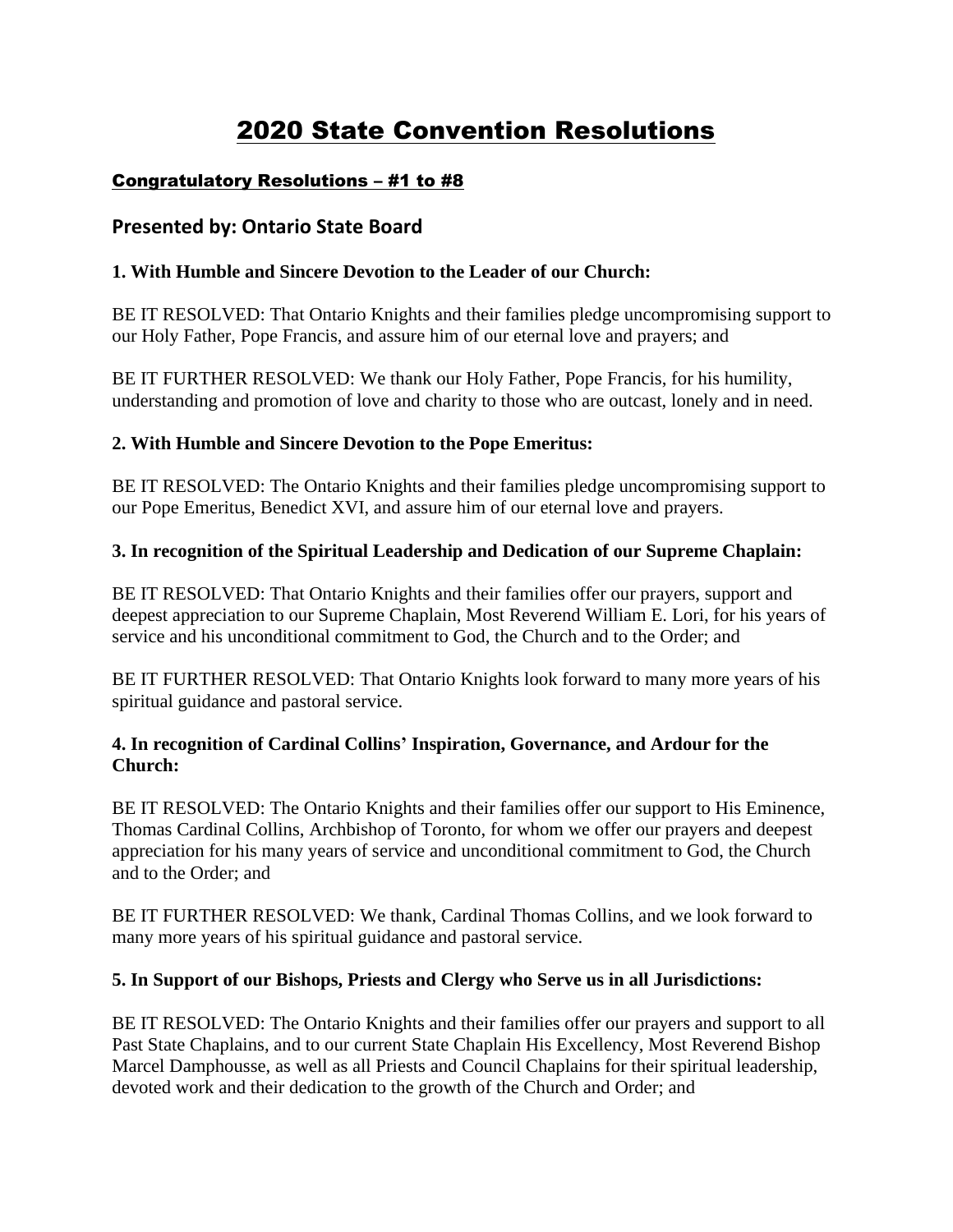# 2020 State Convention Resolutions

## Congratulatory Resolutions – #1 to #8

## Presented by: Ontario State Board

### 1. With Humble and Sincere Devotion to the Leader of our Church:

BE IT RESOLVED: That Ontario Knights and their families pledge uncompromising support to our Holy Father, Pope Francis, and assure him of our eternal love and prayers; and

BE IT FURTHER RESOLVED: We thank our Holy Father, Pope Francis, for his humility, understanding and promotion of love and charity to those who are outcast, lonely and in need.

### 2. With Humble and Sincere Devotion to the Pope Emeritus:

BE IT RESOLVED: The Ontario Knights and their families pledge uncompromising support to our Pope Emeritus, Benedict XVI, and assure him of our eternal love and prayers.

### 3. In recognition of the Spiritual Leadership and Dedication of our Supreme Chaplain:

BE IT RESOLVED: That Ontario Knights and their families offer our prayers, support and deepest appreciation to our Supreme Chaplain, Most Reverend William E. Lori, for his years of service and his unconditional commitment to God, the Church and to the Order; and

BE IT FURTHER RESOLVED: That Ontario Knights look forward to many more years of his spiritual guidance and pastoral service.

### 4. In recognition of Cardinal Collins' Inspiration, Governance, and Ardour for the Church:

BE IT RESOLVED: The Ontario Knights and their families offer our support to His Eminence, Thomas Cardinal Collins, Archbishop of Toronto, for whom we offer our prayers and deepest appreciation for his many years of service and unconditional commitment to God, the Church and to the Order; and

BE IT FURTHER RESOLVED: We thank, Cardinal Thomas Collins, and we look forward to many more years of his spiritual guidance and pastoral service.

### 5. In Support of our Bishops, Priests and Clergy who Serve us in all Jurisdictions:

BE IT RESOLVED: The Ontario Knights and their families offer our prayers and support to all Past State Chaplains, and to our current State Chaplain His Excellency, Most Reverend Bishop Marcel Damphousse, as well as all Priests and Council Chaplains for their spiritual leadership, devoted work and their dedication to the growth of the Church and Order; and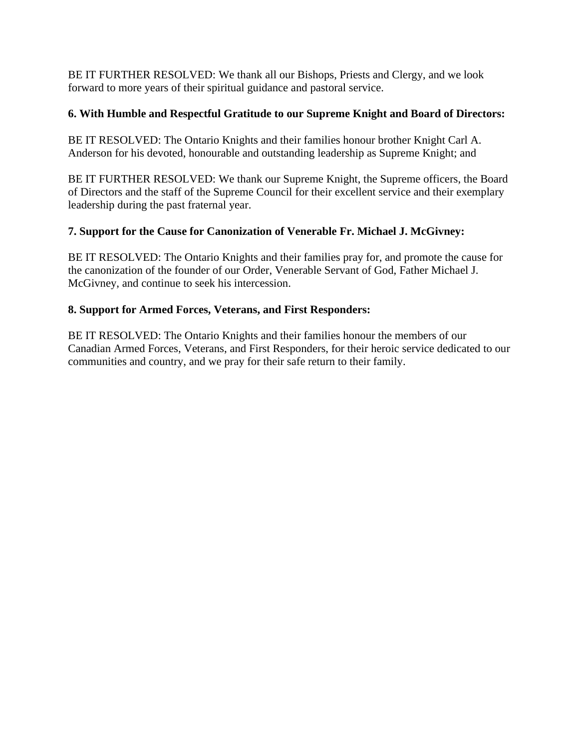BE IT FURTHER RESOLVED: We thank all our Bishops, Priests and Clergy, and we look forward to more years of their spiritual guidance and pastoral service.

**6. With Humble and Respectful Gratitude to our Supreme Knight and Board of Directors:**

BE IT RESOLVED: The Ontario Knights and their families honour brother Knight Carl A. Anderson for his devoted, honourable and outstanding leadership as Supreme Knight; and

BE IT FURTHER RESOLVED: We thank our Supreme Knight, the Supreme officers, the Board of Directors and the staff of the Supreme Council for their excellent service and their exemplary leadership during the past fraternal year.

**7. Support for the Cause for Canonization of Venerable Fr. Michael J. McGivney:**

BE IT RESOLVED: The Ontario Knights and their families pray for, and promote the cause for the canonization of the founder of our Order, Venerable Servant of God, Father Michael J. McGivney, and continue to seek his intercession.

**8. Support for Armed Forces, Veterans, and First Responders:**

BE IT RESOLVED: The Ontario Knights and their families honour the members of our Canadian Armed Forces, Veterans, and First Responders, for their heroic service dedicated to our communities and country, and we pray for their safe return to their family.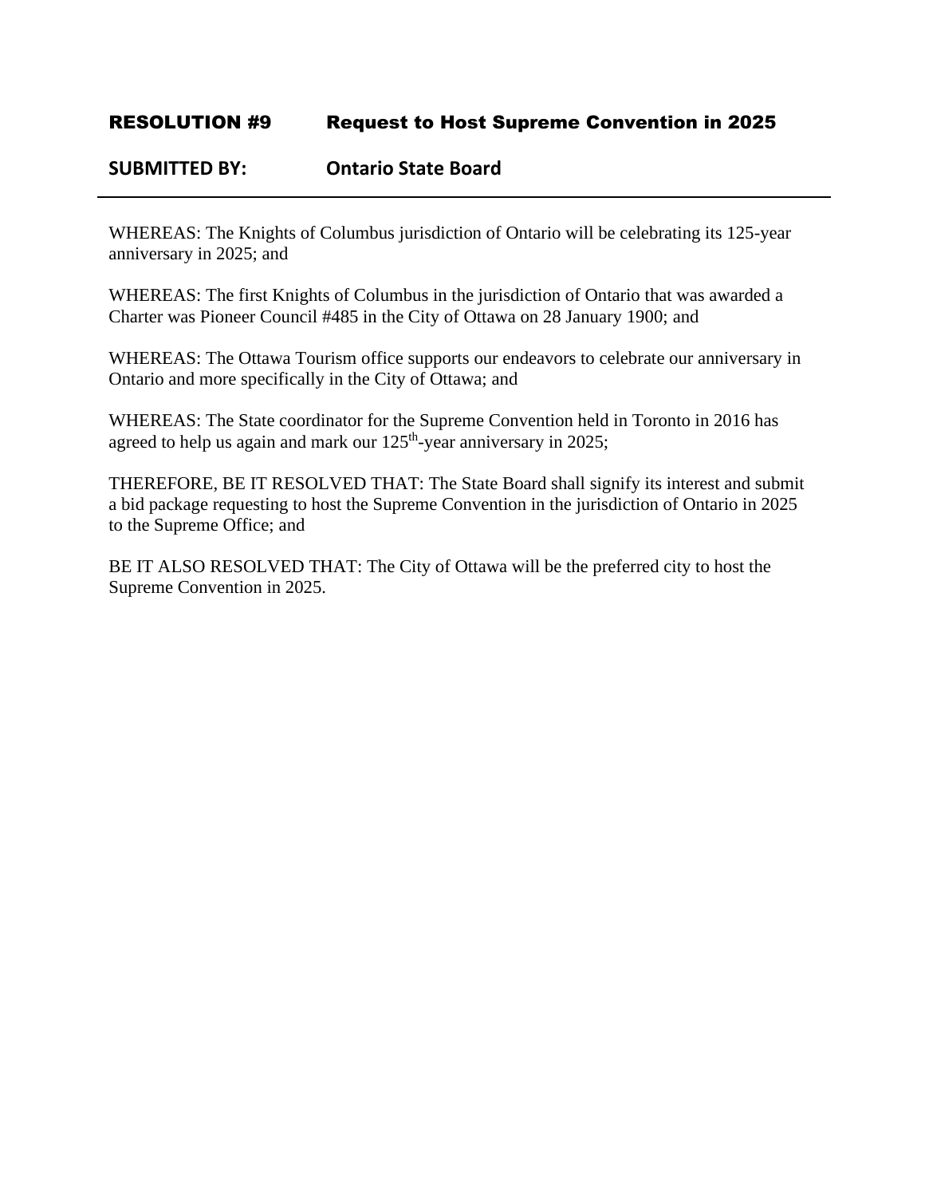## RESOLUTION #9 Request to Host Supreme Convention in 2025

**SUBMITTED BY: Ontario State Board**

---

WHEREAS: The Knights of Columbus jurisdiction of Ontario will be celebrating its 125-year anniversary in 2025; and

WHEREAS: The first Knights of Columbus in the jurisdiction of Ontario that was awarded a Charter was Pioneer Council #485 in the City of Ottawa on 28 January 1900; and

WHEREAS: The Ottawa Tourism office supports our endeavors to celebrate our anniversary in Ontario and more specifically in the City of Ottawa; and

WHEREAS: The State coordinator for the Supreme Convention held in Toronto in 2016 has agreed to help us again and mark our 125th-year anniversary in 2025;

THEREFORE, BE IT RESOLVED THAT: The State Board shall signify its interest and submit a bid package requesting to host the Supreme Convention in the jurisdiction of Ontario in 2025 to the Supreme Office; and

BE IT ALSO RESOLVED THAT: The City of Ottawa will be the preferred city to host the Supreme Convention in 2025.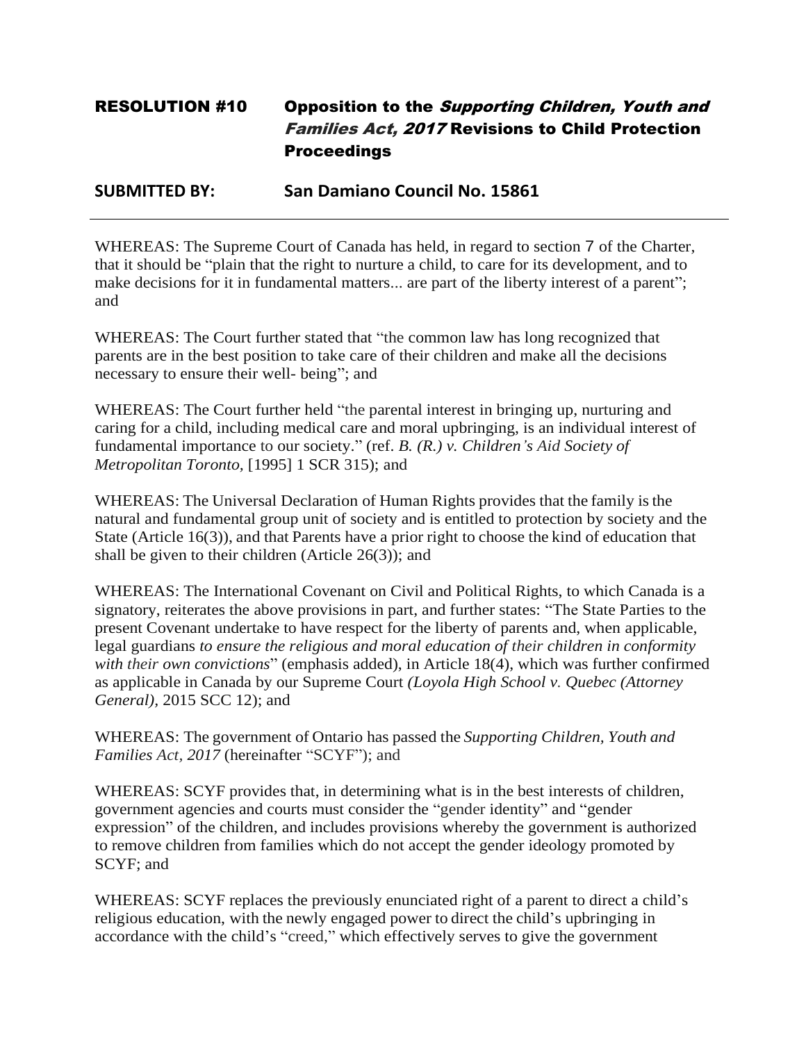## RESOLUTION #10 Opposition to the *Supporting Children, Youth and Families Act, 2017* Revisions to Child Protection Proceedings

**SUBMITTED BY: San Damiano Council No. 15861**

---

WHEREAS: The Supreme Court of Canada has held, in regard to section 7 of the Charter, that it should be "plain that the right to nurture a child, to care for its development, and to make decisions for it in fundamental matters... are part of the liberty interest of a parent"; and

WHEREAS: The Court further stated that "the common law has long recognized that parents are in the best position to take care of their children and make all the decisions necessary to ensure their well- being"; and

WHEREAS: The Court further held "the parental interest in bringing up, nurturing and caring for a child, including medical care and moral upbringing, is an individual interest of fundamental importance to our society." (ref. *B. (R.) v. Children's Aid Society of Metropolitan Toronto,* [1995] 1 SCR 315); and

WHEREAS: The Universal Declaration of Human Rights provides that the family is the natural and fundamental group unit of society and is entitled to protection by society and the State (Article 16(3)), and that Parents have a prior right to choose the kind of education that shall be given to their children (Article 26(3)); and

WHEREAS: The International Covenant on Civil and Political Rights, to which Canada is a signatory, reiterates the above provisions in part, and further states: "The State Parties to the present Covenant undertake to have respect for the liberty of parents and, when applicable, legal guardians *to ensure the religious and moral education of their children in conformity with their own convictions*" (emphasis added), in Article 18(4), which was further confirmed as applicable in Canada by our Supreme Court *(Loyola High School v. Quebec (Attorney General),* 2015 SCC 12); and

WHEREAS: The government of Ontario has passed the *Supporting Children, Youth and Families Act, 2017* (hereinafter "SCYF"); and

WHEREAS: SCYF provides that, in determining what is in the best interests of children, government agencies and courts must consider the "gender identity" and "gender expression" of the children, and includes provisions whereby the government is authorized to remove children from families which do not accept the gender ideology promoted by SCYF; and

WHEREAS: SCYF replaces the previously enunciated right of a parent to direct a child's religious education, with the newly engaged power to direct the child's upbringing in accordance with the child's "creed," which effectively serves to give the government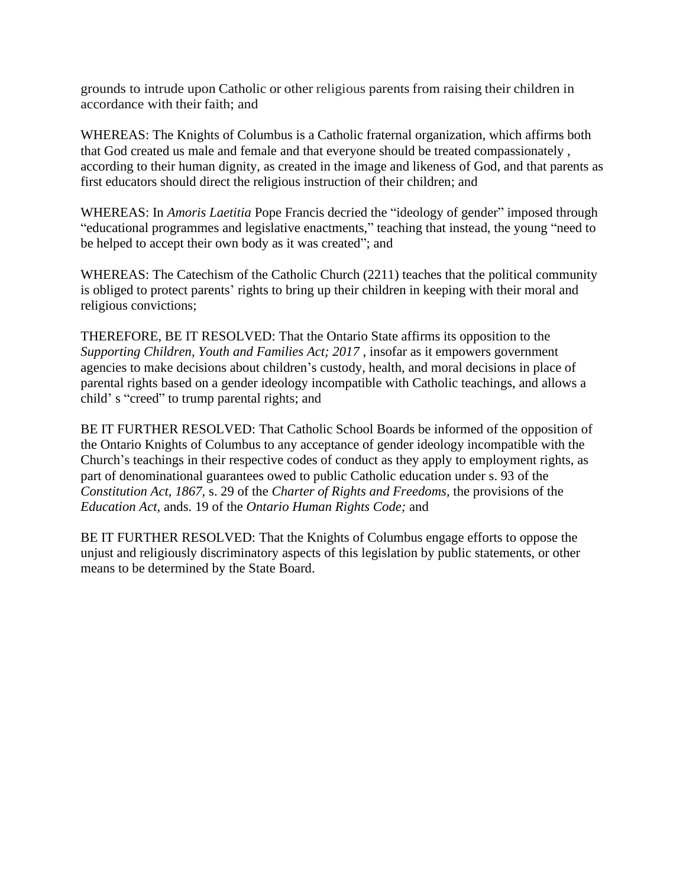grounds to intrude upon Catholic or other religious parents from raising their children in accordance with their faith; and

WHEREAS: The Knights of Columbus is a Catholic fraternal organization, which affirms both that God created us male and female and that everyone should be treated compassionately , according to their human dignity, as created in the image and likeness of God, and that parents as first educators should direct the religious instruction of their children; and

WHEREAS: In *Amoris Laetitia* Pope Francis decried the "ideology of gender" imposed through "educational programmes and legislative enactments," teaching that instead, the young "need to be helped to accept their own body as it was created"; and

WHEREAS: The Catechism of the Catholic Church (2211) teaches that the political community is obliged to protect parents' rights to bring up their children in keeping with their moral and religious convictions;

THEREFORE, BE IT RESOLVED: That the Ontario State affirms its opposition to the *Supporting Children, Youth and Families Act; 2017* , insofar as it empowers government agencies to make decisions about children's custody, health, and moral decisions in place of parental rights based on a gender ideology incompatible with Catholic teachings, and allows a child' s "creed" to trump parental rights; and

BE IT FURTHER RESOLVED: That Catholic School Boards be informed of the opposition of the Ontario Knights of Columbus to any acceptance of gender ideology incompatible with the Church's teachings in their respective codes of conduct as they apply to employment rights, as part of denominational guarantees owed to public Catholic education under s. 93 of the *Constitution Act, 1867*, s. 29 of the *Charter of Rights and Freedoms*, the provisions of the *Education Act*, ands. 19 of the *Ontario Human Rights Code;* and

BE IT FURTHER RESOLVED: That the Knights of Columbus engage efforts to oppose the unjust and religiously discriminatory aspects of this legislation by public statements, or other means to be determined by the State Board.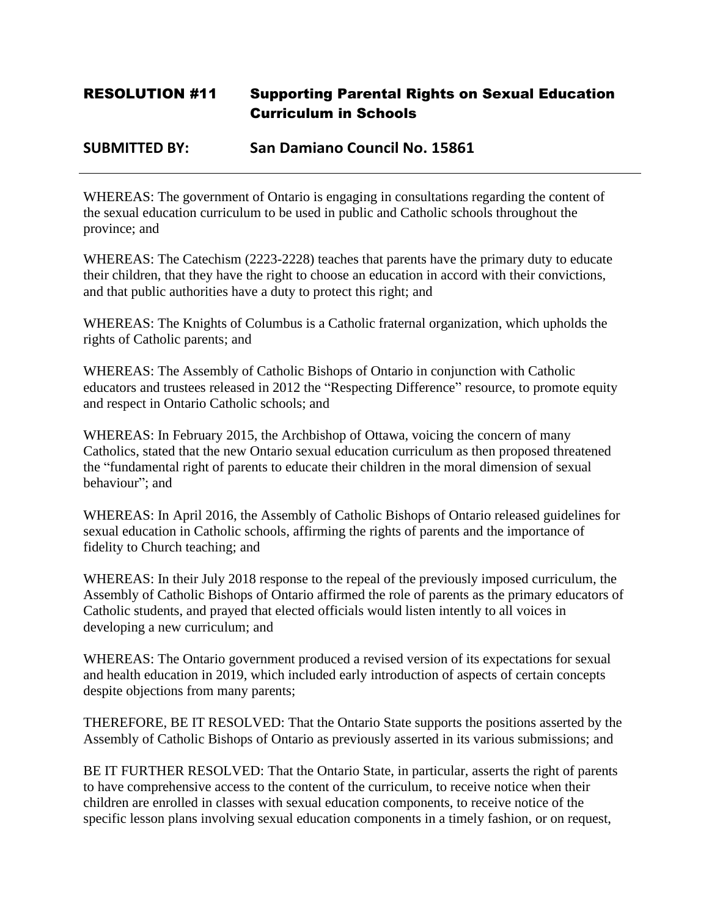## RESOLUTION #11 Supporting Parental Rights on Sexual Education Curriculum in Schools

**SUBMITTED BY: San Damiano Council No. 15861**

---

WHEREAS: The government of Ontario is engaging in consultations regarding the content of the sexual education curriculum to be used in public and Catholic schools throughout the province; and

WHEREAS: The Catechism (2223-2228) teaches that parents have the primary duty to educate their children, that they have the right to choose an education in accord with their convictions, and that public authorities have a duty to protect this right; and

WHEREAS: The Knights of Columbus is a Catholic fraternal organization, which upholds the rights of Catholic parents; and

WHEREAS: The Assembly of Catholic Bishops of Ontario in conjunction with Catholic educators and trustees released in 2012 the "Respecting Difference" resource, to promote equity and respect in Ontario Catholic schools; and

WHEREAS: In February 2015, the Archbishop of Ottawa, voicing the concern of many Catholics, stated that the new Ontario sexual education curriculum as then proposed threatened the "fundamental right of parents to educate their children in the moral dimension of sexual behaviour"; and

WHEREAS: In April 2016, the Assembly of Catholic Bishops of Ontario released guidelines for sexual education in Catholic schools, affirming the rights of parents and the importance of fidelity to Church teaching; and

WHEREAS: In their July 2018 response to the repeal of the previously imposed curriculum, the Assembly of Catholic Bishops of Ontario affirmed the role of parents as the primary educators of Catholic students, and prayed that elected officials would listen intently to all voices in developing a new curriculum; and

WHEREAS: The Ontario government produced a revised version of its expectations for sexual and health education in 2019, which included early introduction of aspects of certain concepts despite objections from many parents;

THEREFORE, BE IT RESOLVED: That the Ontario State supports the positions asserted by the Assembly of Catholic Bishops of Ontario as previously asserted in its various submissions; and

BE IT FURTHER RESOLVED: That the Ontario State, in particular, asserts the right of parents to have comprehensive access to the content of the curriculum, to receive notice when their children are enrolled in classes with sexual education components, to receive notice of the specific lesson plans involving sexual education components in a timely fashion, or on request,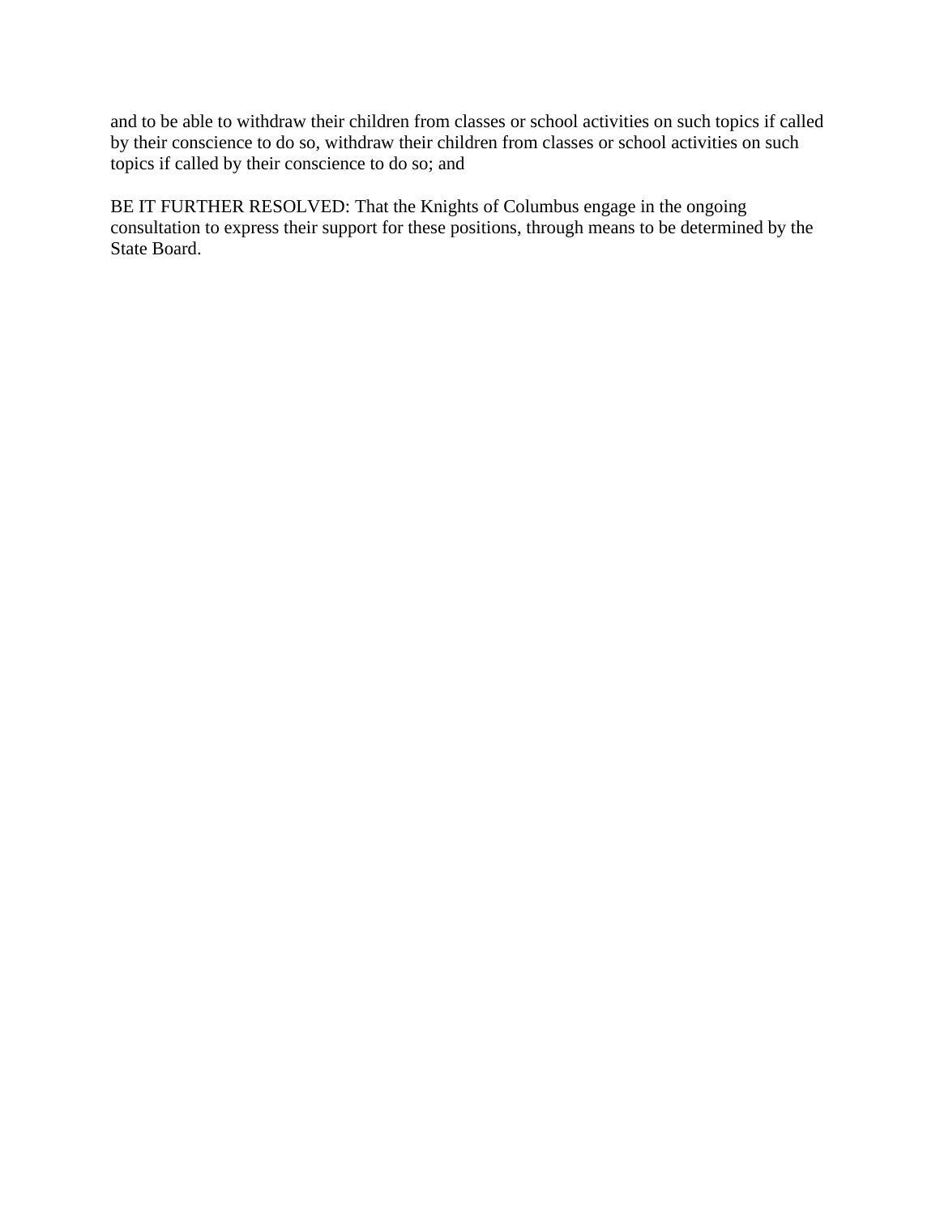and to be able to withdraw their children from classes or school activities on such topics if called by their conscience to do so, withdraw their children from classes or school activities on such topics if called by their conscience to do so; and

BE IT FURTHER RESOLVED: That the Knights of Columbus engage in the ongoing consultation to express their support for these positions, through means to be determined by the State Board.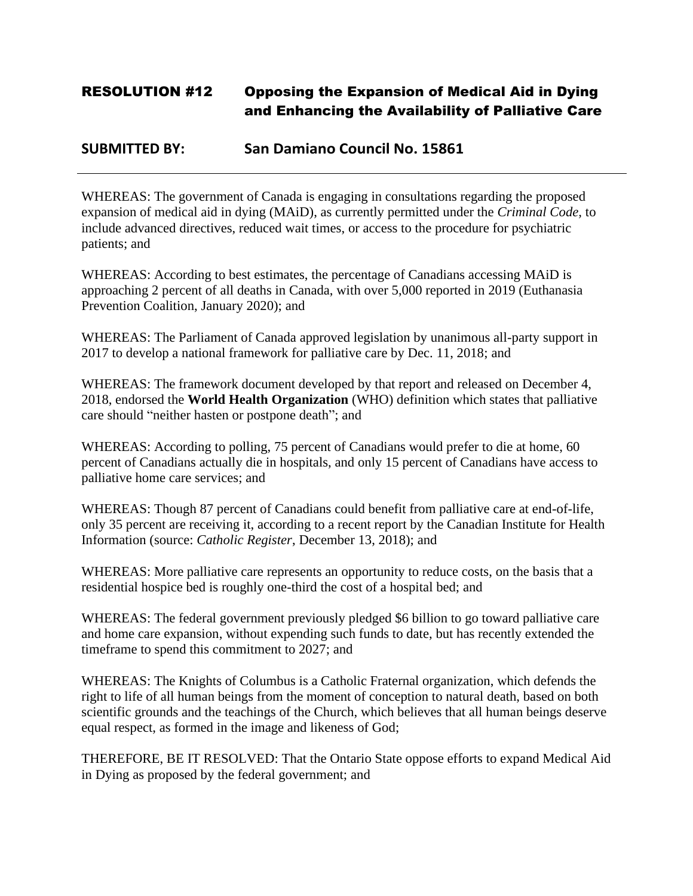## RESOLUTION #12 Opposing the Expansion of Medical Aid in Dying and Enhancing the Availability of Palliative Care

**SUBMITTED BY: San Damiano Council No. 15861**

---

WHEREAS: The government of Canada is engaging in consultations regarding the proposed expansion of medical aid in dying (MAiD), as currently permitted under the *Criminal Code*, to include advanced directives, reduced wait times, or access to the procedure for psychiatric patients; and

WHEREAS: According to best estimates, the percentage of Canadians accessing MAiD is approaching 2 percent of all deaths in Canada, with over 5,000 reported in 2019 (Euthanasia Prevention Coalition, January 2020); and

WHEREAS: The Parliament of Canada approved legislation by unanimous all-party support in 2017 to develop a national framework for palliative care by Dec. 11, 2018; and

WHEREAS: The framework document developed by that report and released on December 4, 2018, endorsed the **World Health Organization** (WHO) definition which states that palliative care should "neither hasten or postpone death"; and

WHEREAS: According to polling, 75 percent of Canadians would prefer to die at home, 60 percent of Canadians actually die in hospitals, and only 15 percent of Canadians have access to palliative home care services; and

WHEREAS: Though 87 percent of Canadians could benefit from palliative care at end-of-life, only 35 percent are receiving it, according to a recent report by the Canadian Institute for Health Information (source: *Catholic Register*, December 13, 2018); and

WHEREAS: More palliative care represents an opportunity to reduce costs, on the basis that a residential hospice bed is roughly one-third the cost of a hospital bed; and

WHEREAS: The federal government previously pledged $6 billion to go toward palliative care and home care expansion, without expending such funds to date, but has recently extended the timeframe to spend this commitment to 2027; and

WHEREAS: The Knights of Columbus is a Catholic Fraternal organization, which defends the right to life of all human beings from the moment of conception to natural death, based on both scientific grounds and the teachings of the Church, which believes that all human beings deserve equal respect, as formed in the image and likeness of God;

THEREFORE, BE IT RESOLVED: That the Ontario State oppose efforts to expand Medical Aid in Dying as proposed by the federal government; and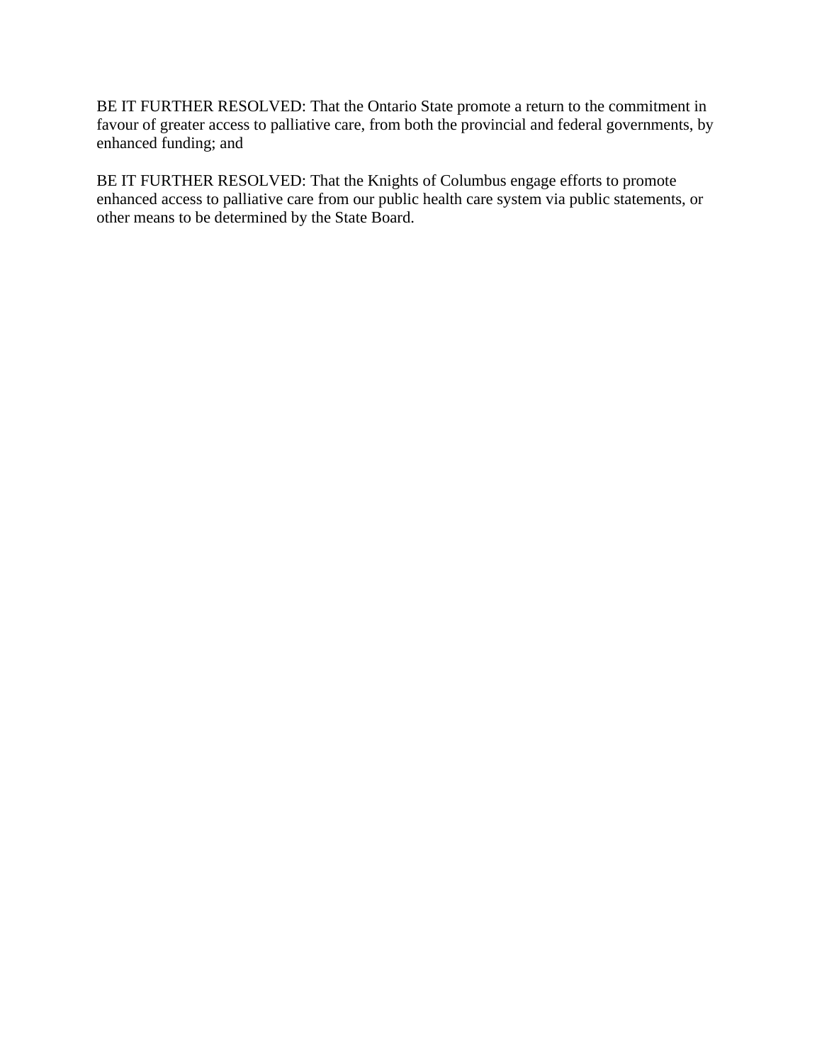BE IT FURTHER RESOLVED: That the Ontario State promote a return to the commitment in favour of greater access to palliative care, from both the provincial and federal governments, by enhanced funding; and

BE IT FURTHER RESOLVED: That the Knights of Columbus engage efforts to promote enhanced access to palliative care from our public health care system via public statements, or other means to be determined by the State Board.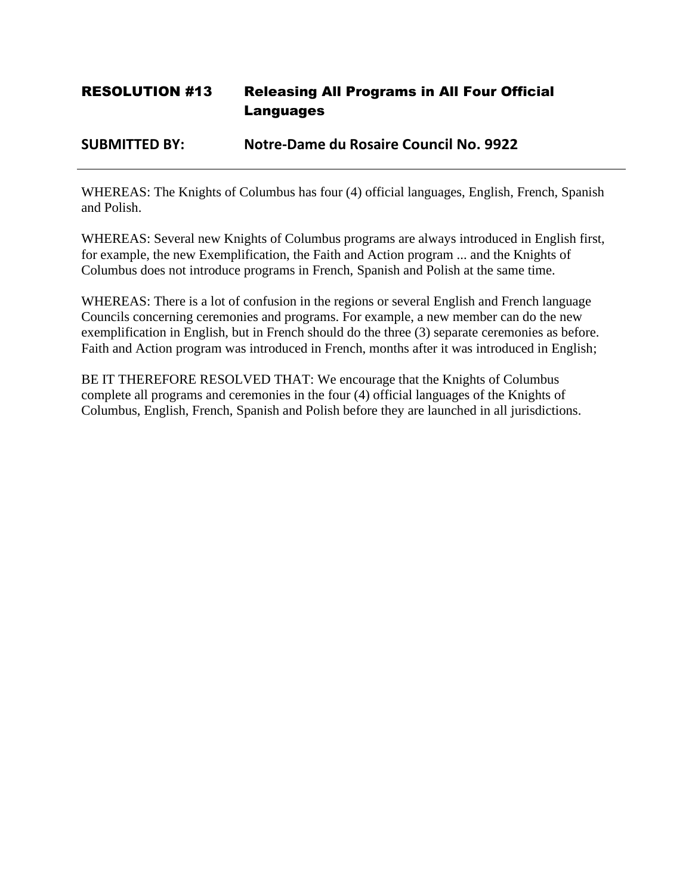## RESOLUTION #13 Releasing All Programs in All Four Official Languages

**SUBMITTED BY: Notre-Dame du Rosaire Council No. 9922**

---

WHEREAS: The Knights of Columbus has four (4) official languages, English, French, Spanish and Polish.

WHEREAS: Several new Knights of Columbus programs are always introduced in English first, for example, the new Exemplification, the Faith and Action program ... and the Knights of Columbus does not introduce programs in French, Spanish and Polish at the same time.

WHEREAS: There is a lot of confusion in the regions or several English and French language Councils concerning ceremonies and programs. For example, a new member can do the new exemplification in English, but in French should do the three (3) separate ceremonies as before. Faith and Action program was introduced in French, months after it was introduced in English;

BE IT THEREFORE RESOLVED THAT: We encourage that the Knights of Columbus complete all programs and ceremonies in the four (4) official languages of the Knights of Columbus, English, French, Spanish and Polish before they are launched in all jurisdictions.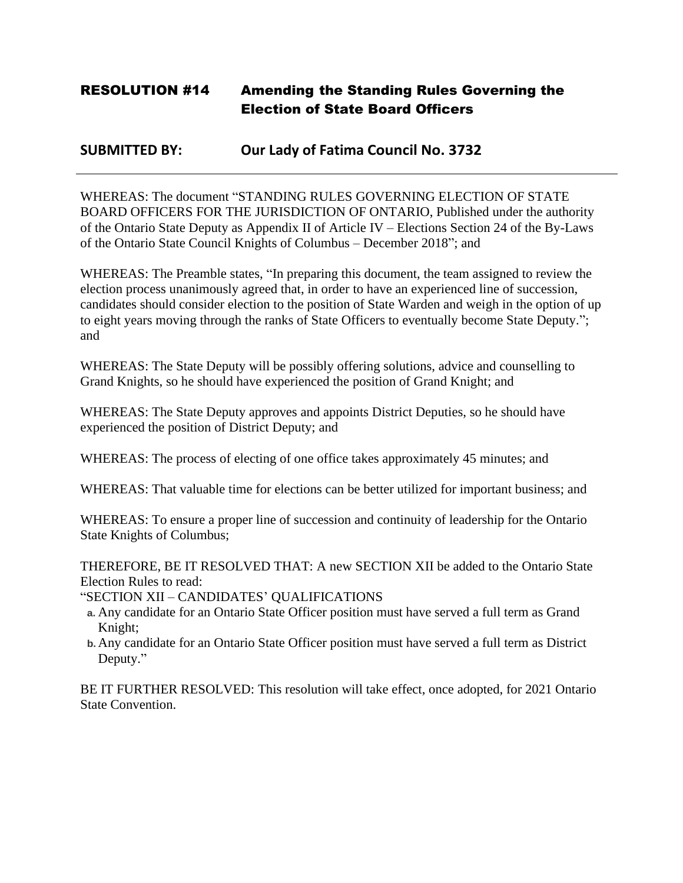## RESOLUTION #14 Amending the Standing Rules Governing the Election of State Board Officers

**SUBMITTED BY: Our Lady of Fatima Council No. 3732**

---

WHEREAS: The document "STANDING RULES GOVERNING ELECTION OF STATE BOARD OFFICERS FOR THE JURISDICTION OF ONTARIO, Published under the authority of the Ontario State Deputy as Appendix II of Article IV – Elections Section 24 of the By-Laws of the Ontario State Council Knights of Columbus – December 2018"; and

WHEREAS: The Preamble states, "In preparing this document, the team assigned to review the election process unanimously agreed that, in order to have an experienced line of succession, candidates should consider election to the position of State Warden and weigh in the option of up to eight years moving through the ranks of State Officers to eventually become State Deputy."; and

WHEREAS: The State Deputy will be possibly offering solutions, advice and counselling to Grand Knights, so he should have experienced the position of Grand Knight; and

WHEREAS: The State Deputy approves and appoints District Deputies, so he should have experienced the position of District Deputy; and

WHEREAS: The process of electing of one office takes approximately 45 minutes; and

WHEREAS: That valuable time for elections can be better utilized for important business; and

WHEREAS: To ensure a proper line of succession and continuity of leadership for the Ontario State Knights of Columbus;

THEREFORE, BE IT RESOLVED THAT: A new SECTION XII be added to the Ontario State Election Rules to read:

"SECTION XII – CANDIDATES' QUALIFICATIONS

a. Any candidate for an Ontario State Officer position must have served a full term as Grand Knight;
b. Any candidate for an Ontario State Officer position must have served a full term as District Deputy."

BE IT FURTHER RESOLVED: This resolution will take effect, once adopted, for 2021 Ontario State Convention.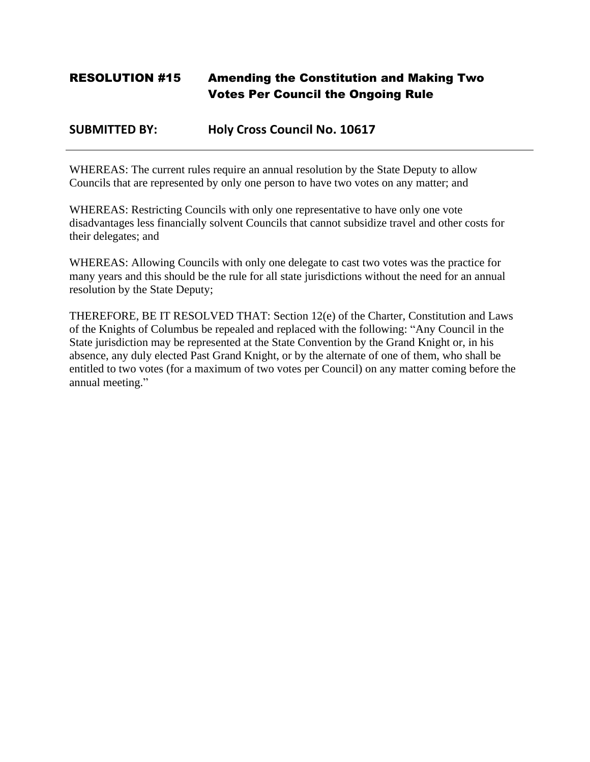## RESOLUTION #15 Amending the Constitution and Making Two Votes Per Council the Ongoing Rule

**SUBMITTED BY: Holy Cross Council No. 10617**

---

WHEREAS: The current rules require an annual resolution by the State Deputy to allow Councils that are represented by only one person to have two votes on any matter; and

WHEREAS: Restricting Councils with only one representative to have only one vote disadvantages less financially solvent Councils that cannot subsidize travel and other costs for their delegates; and

WHEREAS: Allowing Councils with only one delegate to cast two votes was the practice for many years and this should be the rule for all state jurisdictions without the need for an annual resolution by the State Deputy;

THEREFORE, BE IT RESOLVED THAT: Section 12(e) of the Charter, Constitution and Laws of the Knights of Columbus be repealed and replaced with the following: "Any Council in the State jurisdiction may be represented at the State Convention by the Grand Knight or, in his absence, any duly elected Past Grand Knight, or by the alternate of one of them, who shall be entitled to two votes (for a maximum of two votes per Council) on any matter coming before the annual meeting."